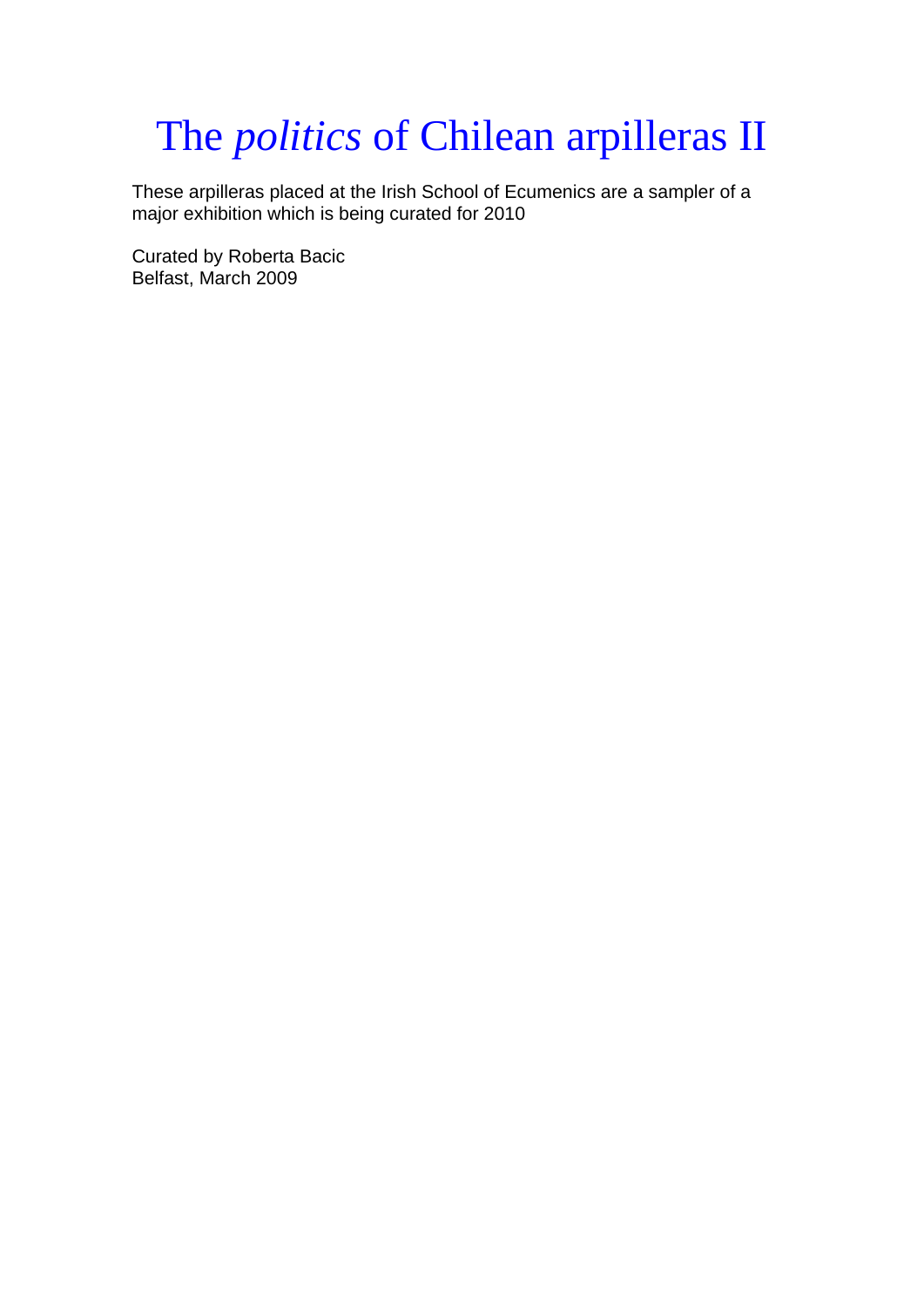# The *politics* of Chilean arpilleras II

These arpilleras placed at the Irish School of Ecumenics are a sampler of a major exhibition which is being curated for 2010

Curated by Roberta Bacic
Belfast, March 2009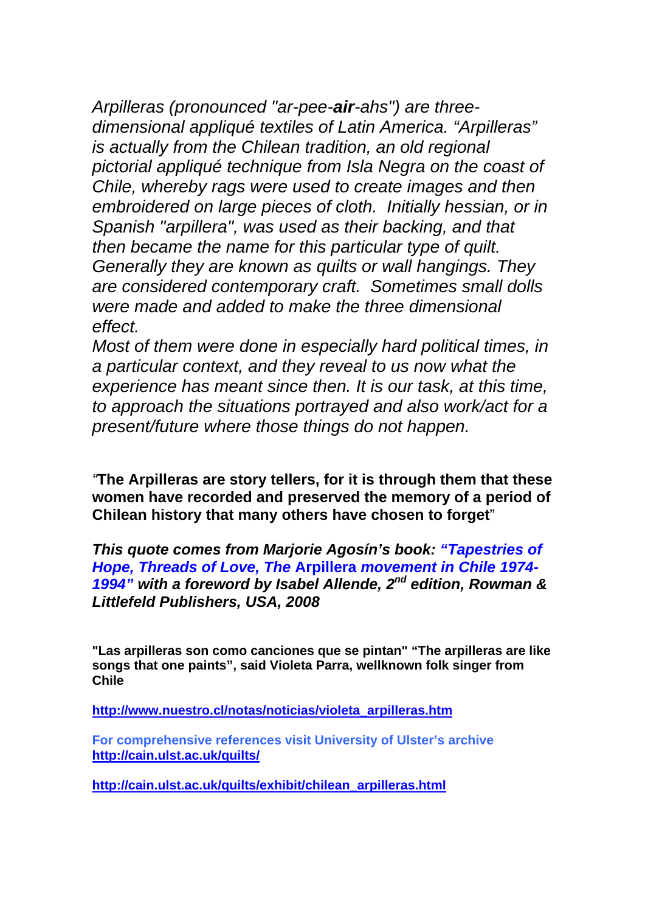*Arpilleras (pronounced "ar-pee-**air**-ahs") are three-dimensional appliqué textiles of Latin America. "Arpilleras" is actually from the Chilean tradition, an old regional pictorial appliqué technique from Isla Negra on the coast of Chile, whereby rags were used to create images and then embroidered on large pieces of cloth. Initially hessian, or in Spanish "arpillera", was used as their backing, and that then became the name for this particular type of quilt. Generally they are known as quilts or wall hangings. They are considered contemporary craft. Sometimes small dolls were made and added to make the three dimensional effect.*

*Most of them were done in especially hard political times, in a particular context, and they reveal to us now what the experience has meant since then. It is our task, at this time, to approach the situations portrayed and also work/act for a present/future where those things do not happen.*

*"***The Arpilleras are story tellers, for it is through them that these women have recorded and preserved the memory of a period of Chilean history that many others have chosen to forget**"

***This quote comes from Marjorie Agosín's book: "Tapestries of Hope, Threads of Love, The* Arpillera *movement in Chile 1974-1994" with a foreword by Isabel Allende, 2nd edition, Rowman & Littlefeld Publishers, USA, 2008***

**"Las arpilleras son como canciones que se pintan" "The arpilleras are like songs that one paints", said Violeta Parra, wellknown folk singer from Chile**

**http://www.nuestro.cl/notas/noticias/violeta_arpilleras.htm**

**For comprehensive references visit University of Ulster's archive**
**http://cain.ulst.ac.uk/quilts/**

**http://cain.ulst.ac.uk/quilts/exhibit/chilean_arpilleras.html**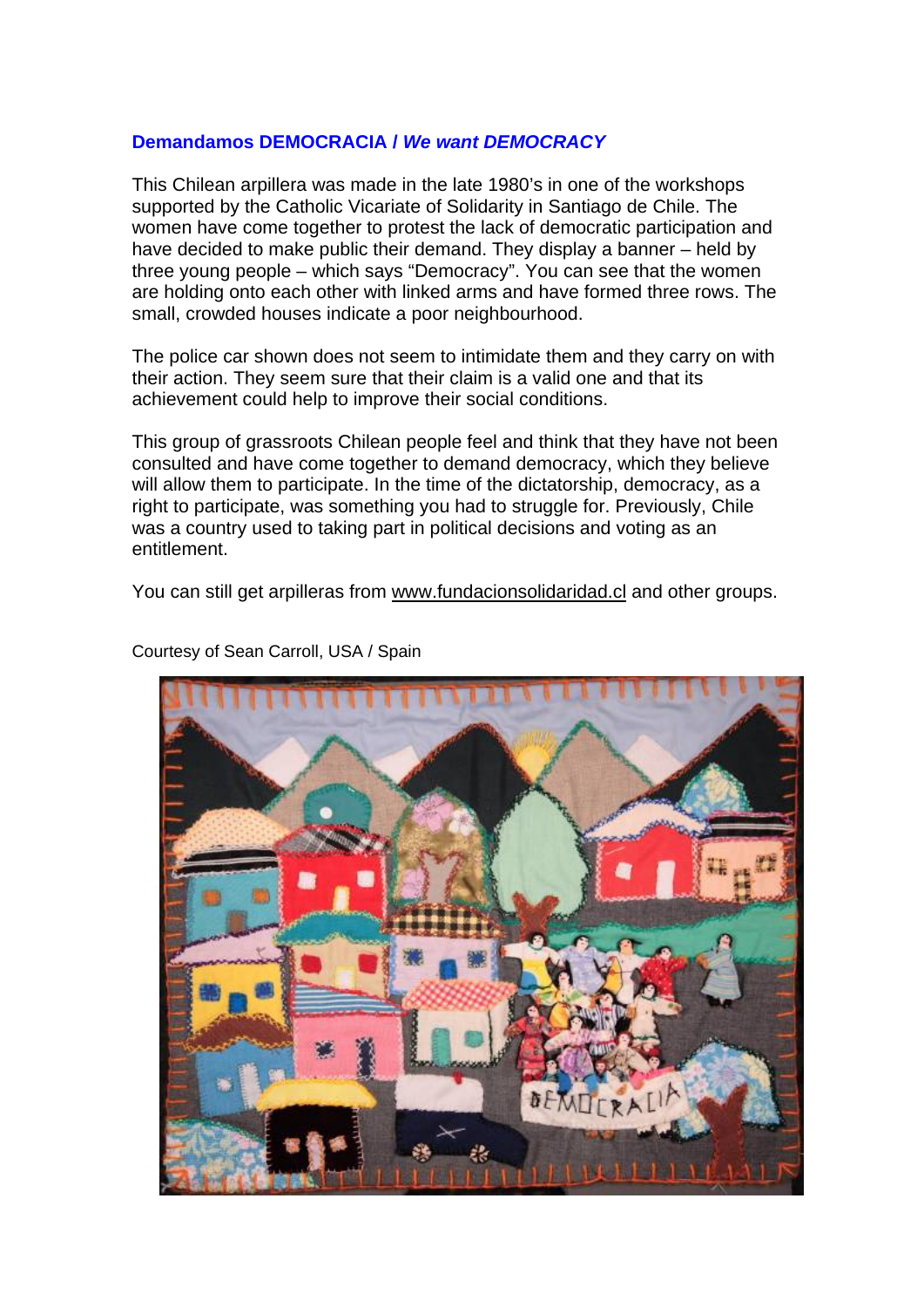## **Demandamos DEMOCRACIA /** ***We want DEMOCRACY***

This Chilean arpillera was made in the late 1980's in one of the workshops supported by the Catholic Vicariate of Solidarity in Santiago de Chile. The women have come together to protest the lack of democratic participation and have decided to make public their demand. They display a banner – held by three young people – which says "Democracy". You can see that the women are holding onto each other with linked arms and have formed three rows. The small, crowded houses indicate a poor neighbourhood.

The police car shown does not seem to intimidate them and they carry on with their action. They seem sure that their claim is a valid one and that its achievement could help to improve their social conditions.

This group of grassroots Chilean people feel and think that they have not been consulted and have come together to demand democracy, which they believe will allow them to participate. In the time of the dictatorship, democracy, as a right to participate, was something you had to struggle for. Previously, Chile was a country used to taking part in political decisions and voting as an entitlement.

You can still get arpilleras from www.fundacionsolidaridad.cl and other groups.

Courtesy of Sean Carroll, USA / Spain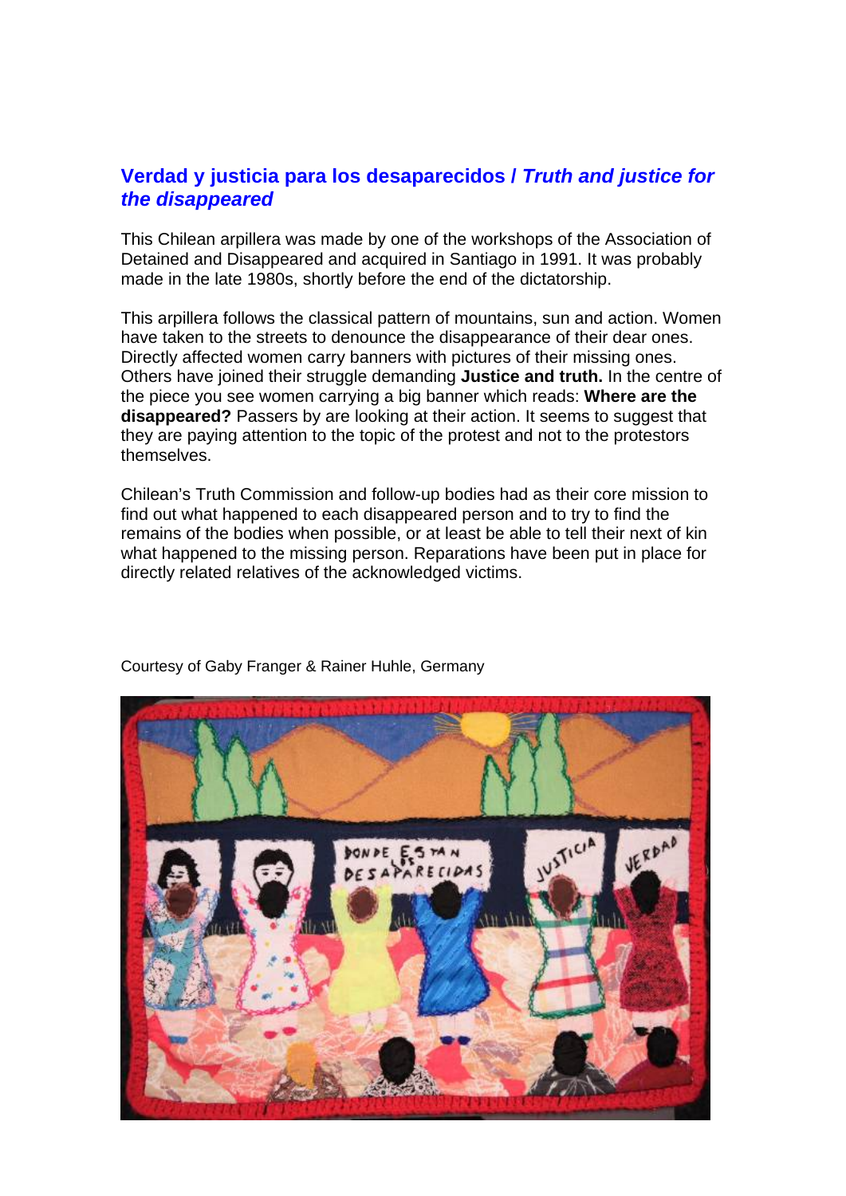## Verdad y justicia para los desaparecidos / *Truth and justice for the disappeared*

This Chilean arpillera was made by one of the workshops of the Association of Detained and Disappeared and acquired in Santiago in 1991. It was probably made in the late 1980s, shortly before the end of the dictatorship.

This arpillera follows the classical pattern of mountains, sun and action. Women have taken to the streets to denounce the disappearance of their dear ones. Directly affected women carry banners with pictures of their missing ones. Others have joined their struggle demanding **Justice and truth.** In the centre of the piece you see women carrying a big banner which reads: **Where are the disappeared?** Passers by are looking at their action. It seems to suggest that they are paying attention to the topic of the protest and not to the protestors themselves.

Chilean's Truth Commission and follow-up bodies had as their core mission to find out what happened to each disappeared person and to try to find the remains of the bodies when possible, or at least be able to tell their next of kin what happened to the missing person. Reparations have been put in place for directly related relatives of the acknowledged victims.

Courtesy of Gaby Franger & Rainer Huhle, Germany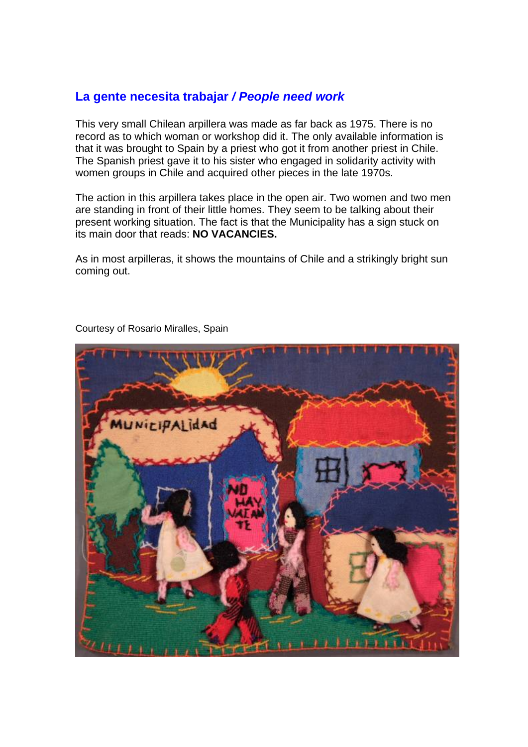## La gente necesita trabajar / *People need work*

This very small Chilean arpillera was made as far back as 1975. There is no record as to which woman or workshop did it. The only available information is that it was brought to Spain by a priest who got it from another priest in Chile. The Spanish priest gave it to his sister who engaged in solidarity activity with women groups in Chile and acquired other pieces in the late 1970s.

The action in this arpillera takes place in the open air. Two women and two men are standing in front of their little homes. They seem to be talking about their present working situation. The fact is that the Municipality has a sign stuck on its main door that reads: **NO VACANCIES.**

As in most arpilleras, it shows the mountains of Chile and a strikingly bright sun coming out.

Courtesy of Rosario Miralles, Spain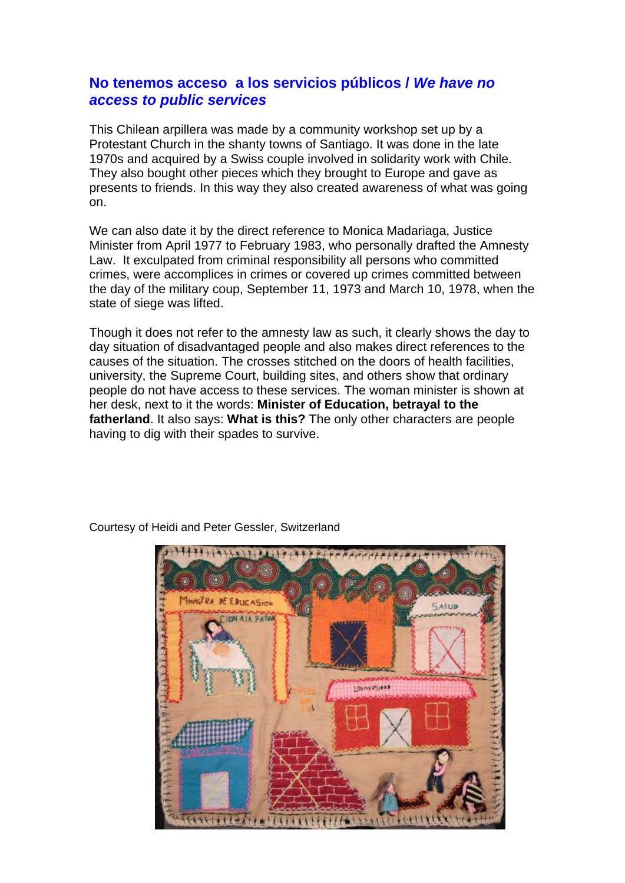## **No tenemos acceso a los servicios públicos / *We have no access to public services***

This Chilean arpillera was made by a community workshop set up by a Protestant Church in the shanty towns of Santiago. It was done in the late 1970s and acquired by a Swiss couple involved in solidarity work with Chile. They also bought other pieces which they brought to Europe and gave as presents to friends. In this way they also created awareness of what was going on.

We can also date it by the direct reference to Monica Madariaga, Justice Minister from April 1977 to February 1983, who personally drafted the Amnesty Law. It exculpated from criminal responsibility all persons who committed crimes, were accomplices in crimes or covered up crimes committed between the day of the military coup, September 11, 1973 and March 10, 1978, when the state of siege was lifted.

Though it does not refer to the amnesty law as such, it clearly shows the day to day situation of disadvantaged people and also makes direct references to the causes of the situation. The crosses stitched on the doors of health facilities, university, the Supreme Court, building sites, and others show that ordinary people do not have access to these services. The woman minister is shown at her desk, next to it the words: **Minister of Education, betrayal to the fatherland**. It also says: **What is this?** The only other characters are people having to dig with their spades to survive.

Courtesy of Heidi and Peter Gessler, Switzerland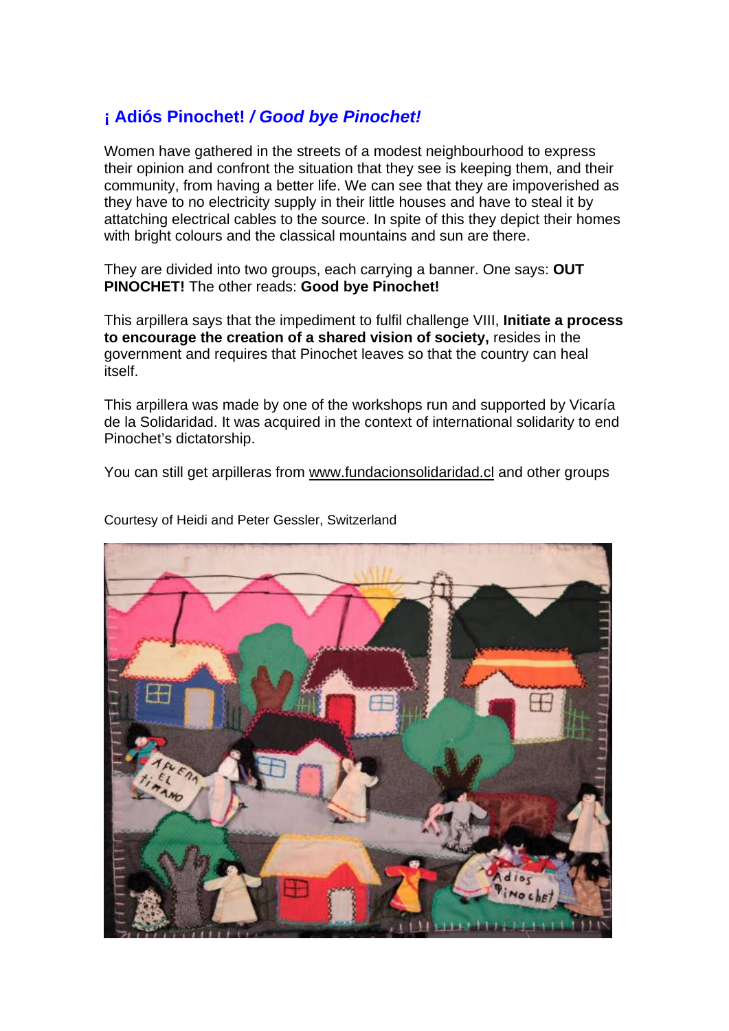## ¡ Adiós Pinochet! / *Good bye Pinochet!*

Women have gathered in the streets of a modest neighbourhood to express their opinion and confront the situation that they see is keeping them, and their community, from having a better life. We can see that they are impoverished as they have to no electricity supply in their little houses and have to steal it by attatching electrical cables to the source. In spite of this they depict their homes with bright colours and the classical mountains and sun are there.

They are divided into two groups, each carrying a banner. One says: **OUT PINOCHET!** The other reads: **Good bye Pinochet!**

This arpillera says that the impediment to fulfil challenge VIII, **Initiate a process to encourage the creation of a shared vision of society,** resides in the government and requires that Pinochet leaves so that the country can heal itself.

This arpillera was made by one of the workshops run and supported by Vicaría de la Solidaridad. It was acquired in the context of international solidarity to end Pinochet's dictatorship.

You can still get arpilleras from www.fundacionsolidaridad.cl and other groups

Courtesy of Heidi and Peter Gessler, Switzerland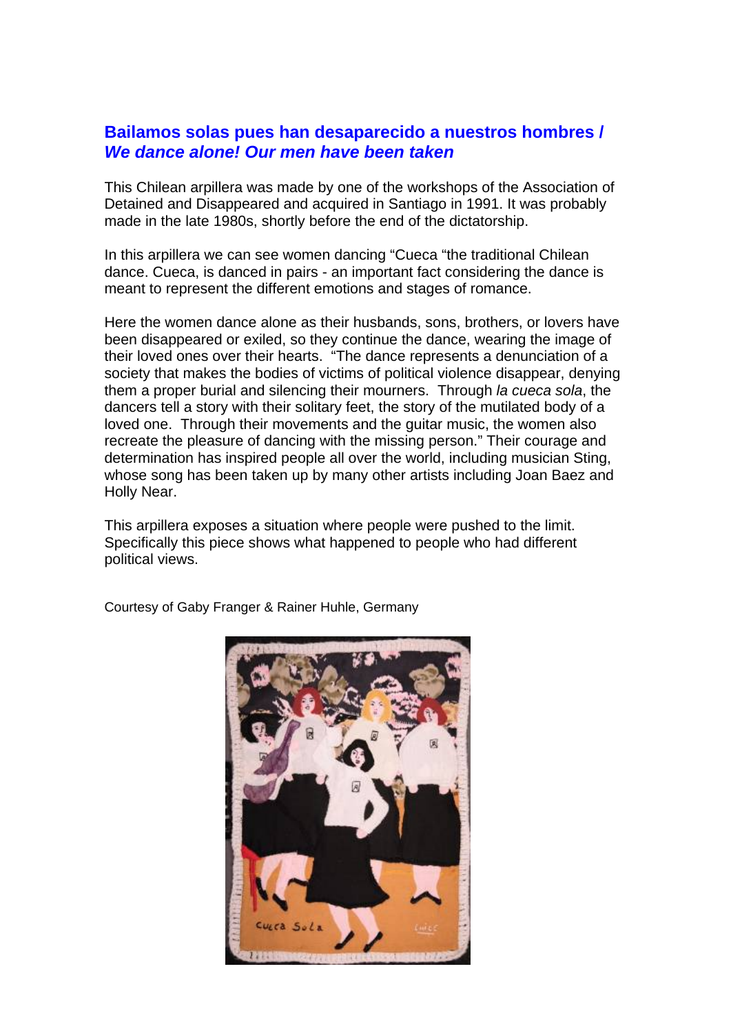## **Bailamos solas pues han desaparecido a nuestros hombres / *We dance alone! Our men have been taken***

This Chilean arpillera was made by one of the workshops of the Association of Detained and Disappeared and acquired in Santiago in 1991. It was probably made in the late 1980s, shortly before the end of the dictatorship.

In this arpillera we can see women dancing "Cueca "the traditional Chilean dance. Cueca, is danced in pairs - an important fact considering the dance is meant to represent the different emotions and stages of romance.

Here the women dance alone as their husbands, sons, brothers, or lovers have been disappeared or exiled, so they continue the dance, wearing the image of their loved ones over their hearts. "The dance represents a denunciation of a society that makes the bodies of victims of political violence disappear, denying them a proper burial and silencing their mourners. Through *la cueca sola*, the dancers tell a story with their solitary feet, the story of the mutilated body of a loved one. Through their movements and the guitar music, the women also recreate the pleasure of dancing with the missing person." Their courage and determination has inspired people all over the world, including musician Sting, whose song has been taken up by many other artists including Joan Baez and Holly Near.

This arpillera exposes a situation where people were pushed to the limit. Specifically this piece shows what happened to people who had different political views.

Courtesy of Gaby Franger & Rainer Huhle, Germany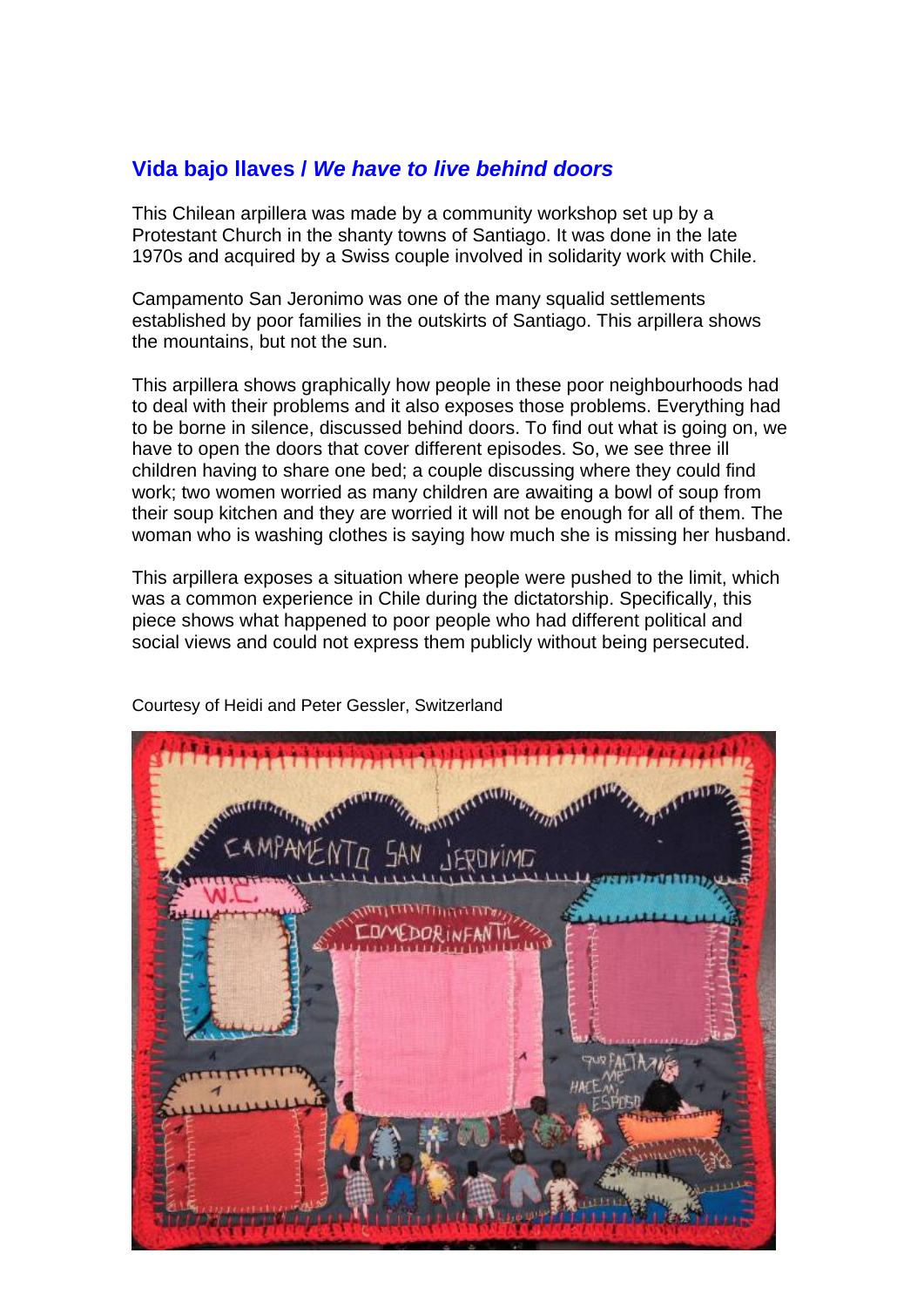## Vida bajo llaves / *We have to live behind doors*

This Chilean arpillera was made by a community workshop set up by a Protestant Church in the shanty towns of Santiago. It was done in the late 1970s and acquired by a Swiss couple involved in solidarity work with Chile.

Campamento San Jeronimo was one of the many squalid settlements established by poor families in the outskirts of Santiago. This arpillera shows the mountains, but not the sun.

This arpillera shows graphically how people in these poor neighbourhoods had to deal with their problems and it also exposes those problems. Everything had to be borne in silence, discussed behind doors. To find out what is going on, we have to open the doors that cover different episodes. So, we see three ill children having to share one bed; a couple discussing where they could find work; two women worried as many children are awaiting a bowl of soup from their soup kitchen and they are worried it will not be enough for all of them. The woman who is washing clothes is saying how much she is missing her husband.

This arpillera exposes a situation where people were pushed to the limit, which was a common experience in Chile during the dictatorship. Specifically, this piece shows what happened to poor people who had different political and social views and could not express them publicly without being persecuted.

Courtesy of Heidi and Peter Gessler, Switzerland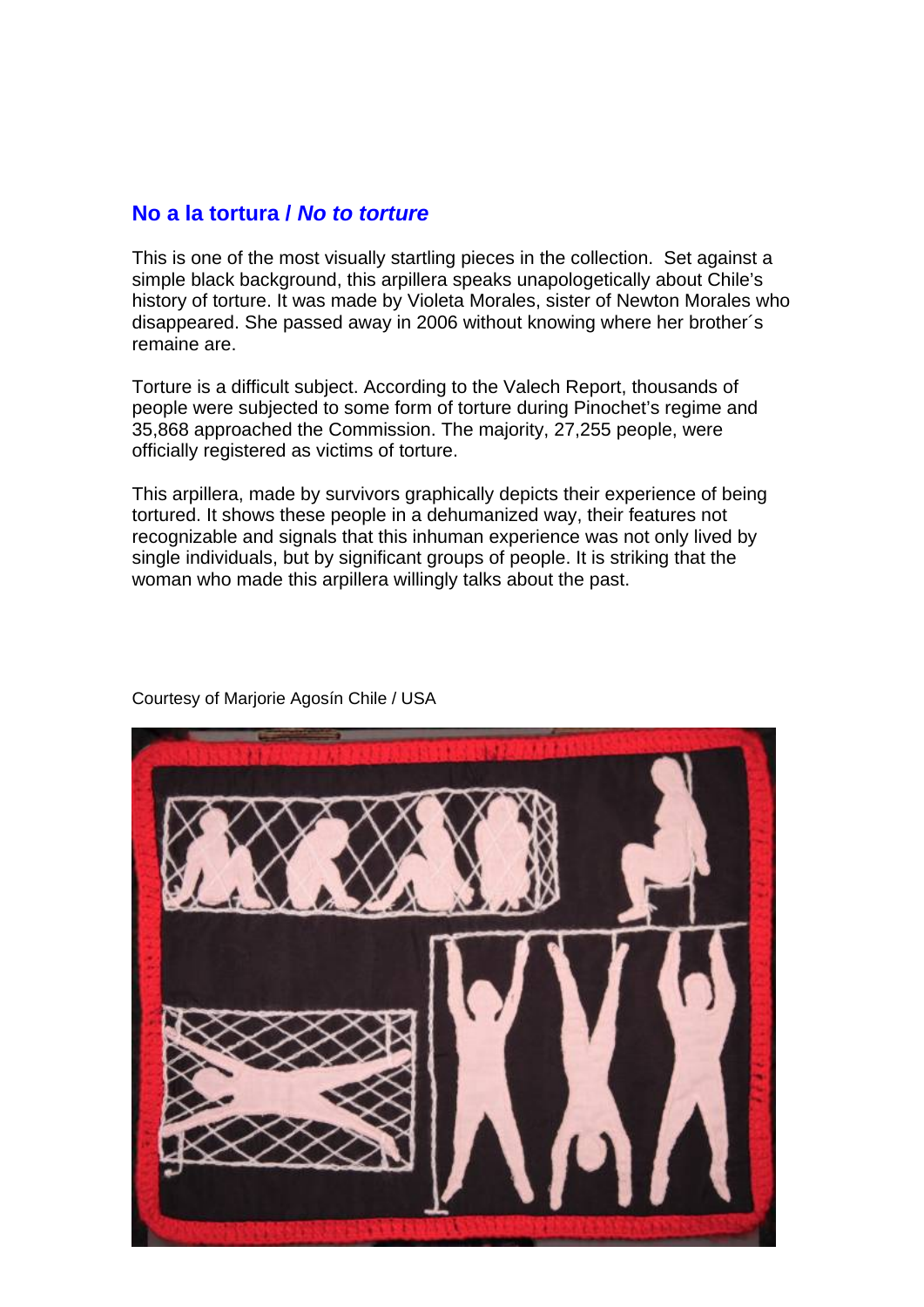## **No a la tortura /** ***No to torture***

This is one of the most visually startling pieces in the collection. Set against a simple black background, this arpillera speaks unapologetically about Chile's history of torture. It was made by Violeta Morales, sister of Newton Morales who disappeared. She passed away in 2006 without knowing where her brother´s remaine are.

Torture is a difficult subject. According to the Valech Report, thousands of people were subjected to some form of torture during Pinochet's regime and 35,868 approached the Commission. The majority, 27,255 people, were officially registered as victims of torture.

This arpillera, made by survivors graphically depicts their experience of being tortured. It shows these people in a dehumanized way, their features not recognizable and signals that this inhuman experience was not only lived by single individuals, but by significant groups of people. It is striking that the woman who made this arpillera willingly talks about the past.

Courtesy of Marjorie Agosín Chile / USA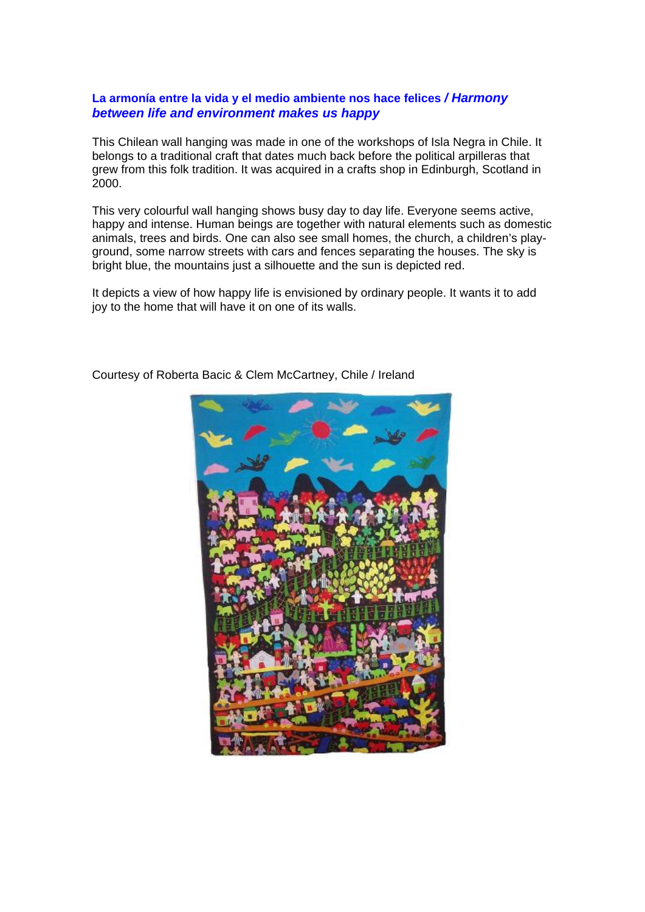### La armonía entre la vida y el medio ambiente nos hace felices / *Harmony between life and environment makes us happy*

This Chilean wall hanging was made in one of the workshops of Isla Negra in Chile. It belongs to a traditional craft that dates much back before the political arpilleras that grew from this folk tradition. It was acquired in a crafts shop in Edinburgh, Scotland in 2000.

This very colourful wall hanging shows busy day to day life. Everyone seems active, happy and intense. Human beings are together with natural elements such as domestic animals, trees and birds. One can also see small homes, the church, a children's play-ground, some narrow streets with cars and fences separating the houses. The sky is bright blue, the mountains just a silhouette and the sun is depicted red.

It depicts a view of how happy life is envisioned by ordinary people. It wants it to add joy to the home that will have it on one of its walls.

Courtesy of Roberta Bacic & Clem McCartney, Chile / Ireland